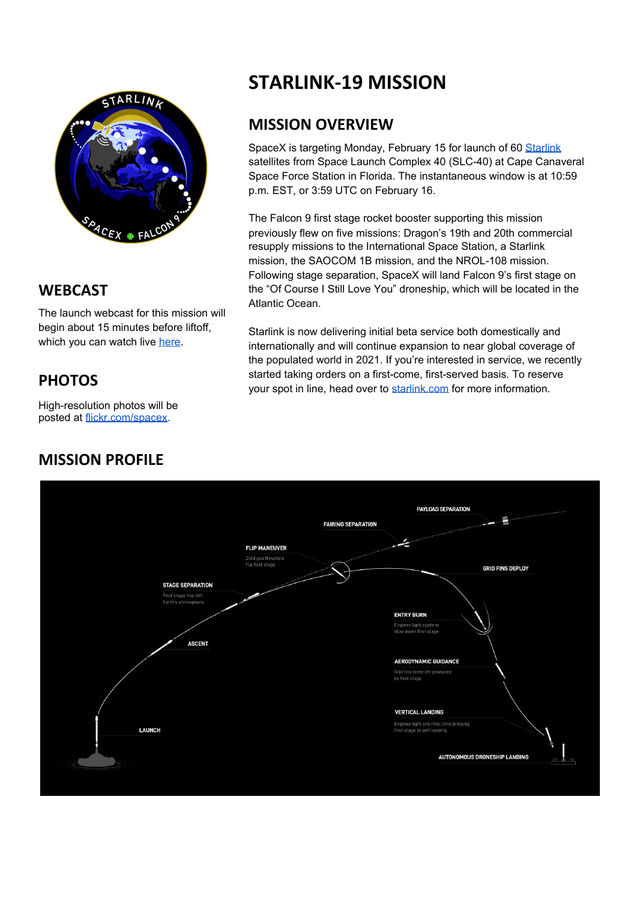# STARLINK-19 MISSION

## MISSION OVERVIEW

SpaceX is targeting Monday, February 15 for launch of 60 Starlink satellites from Space Launch Complex 40 (SLC-40) at Cape Canaveral Space Force Station in Florida. The instantaneous window is at 10:59 p.m. EST, or 3:59 UTC on February 16.

The Falcon 9 first stage rocket booster supporting this mission previously flew on five missions: Dragon's 19th and 20th commercial resupply missions to the International Space Station, a Starlink mission, the SAOCOM 1B mission, and the NROL-108 mission. Following stage separation, SpaceX will land Falcon 9's first stage on the "Of Course I Still Love You" droneship, which will be located in the Atlantic Ocean.

Starlink is now delivering initial beta service both domestically and internationally and will continue expansion to near global coverage of the populated world in 2021. If you're interested in service, we recently started taking orders on a first-come, first-served basis. To reserve your spot in line, head over to starlink.com for more information.

## WEBCAST

The launch webcast for this mission will begin about 15 minutes before liftoff, which you can watch live here.

## PHOTOS

High-resolution photos will be posted at flickr.com/spacex.

## MISSION PROFILE

PAYLOAD SEPARATION

FAIRING SEPARATION

FLIP MANEUVER

Cold gas thrusters flip first stage

GRID FINS DEPLOY

STAGE SEPARATION

First stage has left Earth's atmosphere

ENTRY BURN

Engines light again to slow down first stage

ASCENT

AERODYNAMIC GUIDANCE

Grid fins steer lift produced by first stage

VERTICAL LANDING

Engines light one final time bringing first stage to soft landing

LAUNCH

AUTONOMOUS DRONESHIP LANDING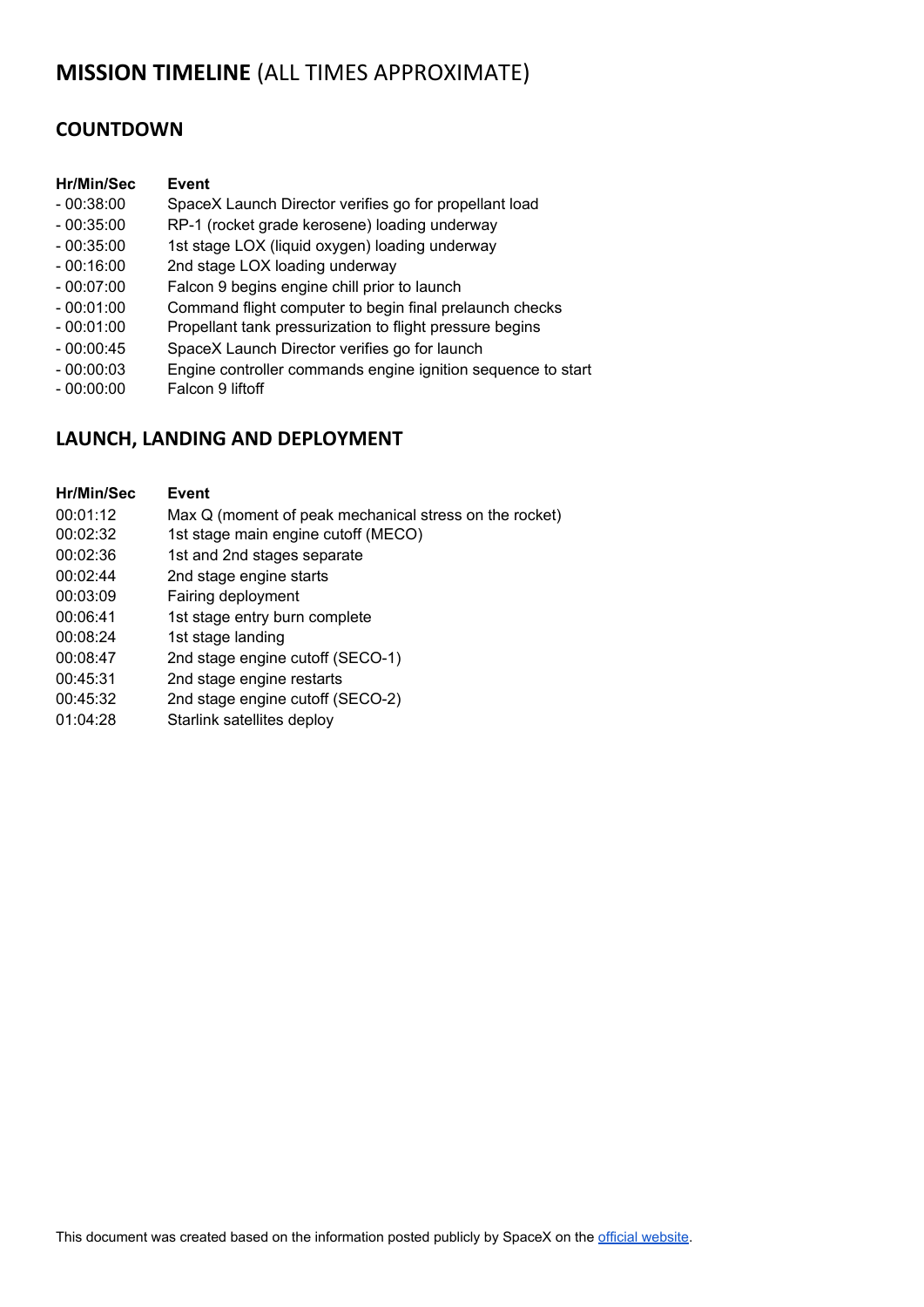# **MISSION TIMELINE** (ALL TIMES APPROXIMATE)

## COUNTDOWN

| Hr/Min/Sec | Event |
|---|---|
| - 00:38:00 | SpaceX Launch Director verifies go for propellant load |
| - 00:35:00 | RP-1 (rocket grade kerosene) loading underway |
| - 00:35:00 | 1st stage LOX (liquid oxygen) loading underway |
| - 00:16:00 | 2nd stage LOX loading underway |
| - 00:07:00 | Falcon 9 begins engine chill prior to launch |
| - 00:01:00 | Command flight computer to begin final prelaunch checks |
| - 00:01:00 | Propellant tank pressurization to flight pressure begins |
| - 00:00:45 | SpaceX Launch Director verifies go for launch |
| - 00:00:03 | Engine controller commands engine ignition sequence to start |
| - 00:00:00 | Falcon 9 liftoff |

## LAUNCH, LANDING AND DEPLOYMENT

| Hr/Min/Sec | Event |
|---|---|
| 00:01:12 | Max Q (moment of peak mechanical stress on the rocket) |
| 00:02:32 | 1st stage main engine cutoff (MECO) |
| 00:02:36 | 1st and 2nd stages separate |
| 00:02:44 | 2nd stage engine starts |
| 00:03:09 | Fairing deployment |
| 00:06:41 | 1st stage entry burn complete |
| 00:08:24 | 1st stage landing |
| 00:08:47 | 2nd stage engine cutoff (SECO-1) |
| 00:45:31 | 2nd stage engine restarts |
| 00:45:32 | 2nd stage engine cutoff (SECO-2) |
| 01:04:28 | Starlink satellites deploy |

This document was created based on the information posted publicly by SpaceX on the official website.